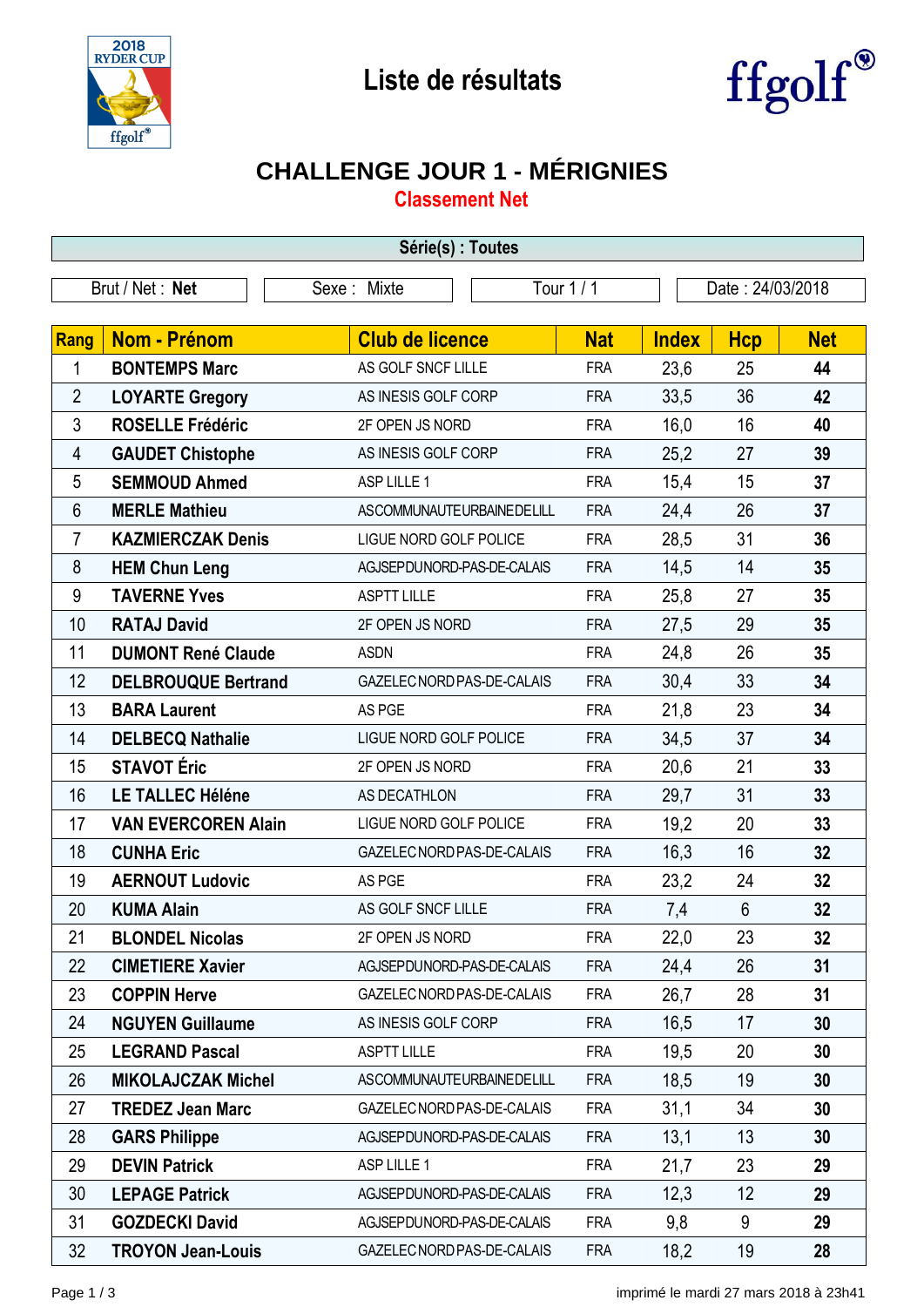# Liste de résultats

## CHALLENGE JOUR 1 - MÉRIGNIES

### Classement Net

**Série(s) : Toutes**

| Brut / Net : **Net** | Sexe : Mixte | Tour 1 / 1 | Date : 24/03/2018 |
|---|---|---|---|

| Rang | Nom - Prénom | Club de licence | Nat | Index | Hcp | Net |
|---|---|---|---|---|---|---|
| 1 | **BONTEMPS Marc** | AS GOLF SNCF LILLE | FRA | 23,6 | 25 | **44** |
| 2 | **LOYARTE Gregory** | AS INESIS GOLF CORP | FRA | 33,5 | 36 | **42** |
| 3 | **ROSELLE Frédéric** | 2F OPEN JS NORD | FRA | 16,0 | 16 | **40** |
| 4 | **GAUDET Chistophe** | AS INESIS GOLF CORP | FRA | 25,2 | 27 | **39** |
| 5 | **SEMMOUD Ahmed** | ASP LILLE 1 | FRA | 15,4 | 15 | **37** |
| 6 | **MERLE Mathieu** | ASCOMMUNAUTEURBAINEDELILL | FRA | 24,4 | 26 | **37** |
| 7 | **KAZMIERCZAK Denis** | LIGUE NORD GOLF POLICE | FRA | 28,5 | 31 | **36** |
| 8 | **HEM Chun Leng** | AGJSEPDUNORD-PAS-DE-CALAIS | FRA | 14,5 | 14 | **35** |
| 9 | **TAVERNE Yves** | ASPTT LILLE | FRA | 25,8 | 27 | **35** |
| 10 | **RATAJ David** | 2F OPEN JS NORD | FRA | 27,5 | 29 | **35** |
| 11 | **DUMONT René Claude** | ASDN | FRA | 24,8 | 26 | **35** |
| 12 | **DELBROUQUE Bertrand** | GAZELECNORDPAS-DE-CALAIS | FRA | 30,4 | 33 | **34** |
| 13 | **BARA Laurent** | AS PGE | FRA | 21,8 | 23 | **34** |
| 14 | **DELBECQ Nathalie** | LIGUE NORD GOLF POLICE | FRA | 34,5 | 37 | **34** |
| 15 | **STAVOT Éric** | 2F OPEN JS NORD | FRA | 20,6 | 21 | **33** |
| 16 | **LE TALLEC Héléne** | AS DECATHLON | FRA | 29,7 | 31 | **33** |
| 17 | **VAN EVERCOREN Alain** | LIGUE NORD GOLF POLICE | FRA | 19,2 | 20 | **33** |
| 18 | **CUNHA Eric** | GAZELECNORDPAS-DE-CALAIS | FRA | 16,3 | 16 | **32** |
| 19 | **AERNOUT Ludovic** | AS PGE | FRA | 23,2 | 24 | **32** |
| 20 | **KUMA Alain** | AS GOLF SNCF LILLE | FRA | 7,4 | 6 | **32** |
| 21 | **BLONDEL Nicolas** | 2F OPEN JS NORD | FRA | 22,0 | 23 | **32** |
| 22 | **CIMETIERE Xavier** | AGJSEPDUNORD-PAS-DE-CALAIS | FRA | 24,4 | 26 | **31** |
| 23 | **COPPIN Herve** | GAZELECNORDPAS-DE-CALAIS | FRA | 26,7 | 28 | **31** |
| 24 | **NGUYEN Guillaume** | AS INESIS GOLF CORP | FRA | 16,5 | 17 | **30** |
| 25 | **LEGRAND Pascal** | ASPTT LILLE | FRA | 19,5 | 20 | **30** |
| 26 | **MIKOLAJCZAK Michel** | ASCOMMUNAUTEURBAINEDELILL | FRA | 18,5 | 19 | **30** |
| 27 | **TREDEZ Jean Marc** | GAZELECNORDPAS-DE-CALAIS | FRA | 31,1 | 34 | **30** |
| 28 | **GARS Philippe** | AGJSEPDUNORD-PAS-DE-CALAIS | FRA | 13,1 | 13 | **30** |
| 29 | **DEVIN Patrick** | ASP LILLE 1 | FRA | 21,7 | 23 | **29** |
| 30 | **LEPAGE Patrick** | AGJSEPDUNORD-PAS-DE-CALAIS | FRA | 12,3 | 12 | **29** |
| 31 | **GOZDECKI David** | AGJSEPDUNORD-PAS-DE-CALAIS | FRA | 9,8 | 9 | **29** |
| 32 | **TROYON Jean-Louis** | GAZELECNORDPAS-DE-CALAIS | FRA | 18,2 | 19 | **28** |

imprimé le mardi 27 mars 2018 à 23h41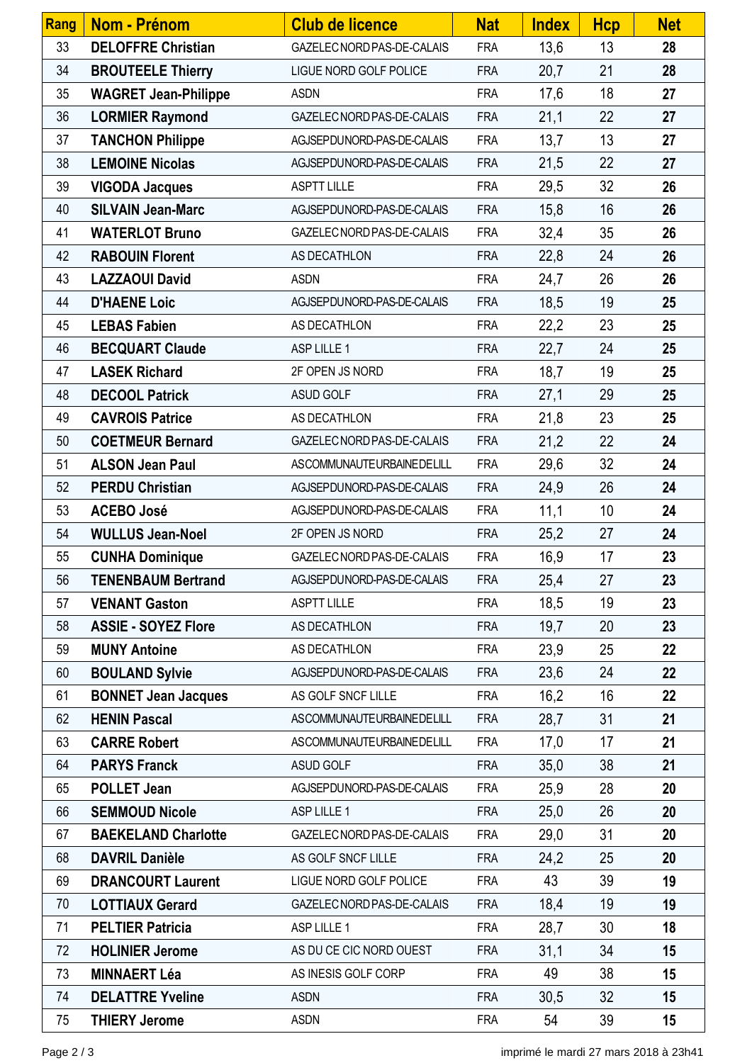| Rang | Nom - Prénom | Club de licence | Nat | Index | Hcp | Net |
|---|---|---|---|---|---|---|
| 33 | **DELOFFRE Christian** | GAZELEC NORD PAS-DE-CALAIS | FRA | 13,6 | 13 | **28** |
| 34 | **BROUTEELE Thierry** | LIGUE NORD GOLF POLICE | FRA | 20,7 | 21 | **28** |
| 35 | **WAGRET Jean-Philippe** | ASDN | FRA | 17,6 | 18 | **27** |
| 36 | **LORMIER Raymond** | GAZELEC NORD PAS-DE-CALAIS | FRA | 21,1 | 22 | **27** |
| 37 | **TANCHON Philippe** | AGJSEPDUNORD-PAS-DE-CALAIS | FRA | 13,7 | 13 | **27** |
| 38 | **LEMOINE Nicolas** | AGJSEPDUNORD-PAS-DE-CALAIS | FRA | 21,5 | 22 | **27** |
| 39 | **VIGODA Jacques** | ASPTT LILLE | FRA | 29,5 | 32 | **26** |
| 40 | **SILVAIN Jean-Marc** | AGJSEPDUNORD-PAS-DE-CALAIS | FRA | 15,8 | 16 | **26** |
| 41 | **WATERLOT Bruno** | GAZELEC NORD PAS-DE-CALAIS | FRA | 32,4 | 35 | **26** |
| 42 | **RABOUIN Florent** | AS DECATHLON | FRA | 22,8 | 24 | **26** |
| 43 | **LAZZAOUI David** | ASDN | FRA | 24,7 | 26 | **26** |
| 44 | **D'HAENE Loic** | AGJSEPDUNORD-PAS-DE-CALAIS | FRA | 18,5 | 19 | **25** |
| 45 | **LEBAS Fabien** | AS DECATHLON | FRA | 22,2 | 23 | **25** |
| 46 | **BECQUART Claude** | ASP LILLE 1 | FRA | 22,7 | 24 | **25** |
| 47 | **LASEK Richard** | 2F OPEN JS NORD | FRA | 18,7 | 19 | **25** |
| 48 | **DECOOL Patrick** | ASUD GOLF | FRA | 27,1 | 29 | **25** |
| 49 | **CAVROIS Patrice** | AS DECATHLON | FRA | 21,8 | 23 | **25** |
| 50 | **COETMEUR Bernard** | GAZELEC NORD PAS-DE-CALAIS | FRA | 21,2 | 22 | **24** |
| 51 | **ALSON Jean Paul** | ASCOMMUNAUTEURBAINEDELILL | FRA | 29,6 | 32 | **24** |
| 52 | **PERDU Christian** | AGJSEPDUNORD-PAS-DE-CALAIS | FRA | 24,9 | 26 | **24** |
| 53 | **ACEBO José** | AGJSEPDUNORD-PAS-DE-CALAIS | FRA | 11,1 | 10 | **24** |
| 54 | **WULLUS Jean-Noel** | 2F OPEN JS NORD | FRA | 25,2 | 27 | **24** |
| 55 | **CUNHA Dominique** | GAZELEC NORD PAS-DE-CALAIS | FRA | 16,9 | 17 | **23** |
| 56 | **TENENBAUM Bertrand** | AGJSEPDUNORD-PAS-DE-CALAIS | FRA | 25,4 | 27 | **23** |
| 57 | **VENANT Gaston** | ASPTT LILLE | FRA | 18,5 | 19 | **23** |
| 58 | **ASSIE - SOYEZ Flore** | AS DECATHLON | FRA | 19,7 | 20 | **23** |
| 59 | **MUNY Antoine** | AS DECATHLON | FRA | 23,9 | 25 | **22** |
| 60 | **BOULAND Sylvie** | AGJSEPDUNORD-PAS-DE-CALAIS | FRA | 23,6 | 24 | **22** |
| 61 | **BONNET Jean Jacques** | AS GOLF SNCF LILLE | FRA | 16,2 | 16 | **22** |
| 62 | **HENIN Pascal** | ASCOMMUNAUTEURBAINEDELILL | FRA | 28,7 | 31 | **21** |
| 63 | **CARRE Robert** | ASCOMMUNAUTEURBAINEDELILL | FRA | 17,0 | 17 | **21** |
| 64 | **PARYS Franck** | ASUD GOLF | FRA | 35,0 | 38 | **21** |
| 65 | **POLLET Jean** | AGJSEPDUNORD-PAS-DE-CALAIS | FRA | 25,9 | 28 | **20** |
| 66 | **SEMMOUD Nicole** | ASP LILLE 1 | FRA | 25,0 | 26 | **20** |
| 67 | **BAEKELAND Charlotte** | GAZELEC NORD PAS-DE-CALAIS | FRA | 29,0 | 31 | **20** |
| 68 | **DAVRIL Danièle** | AS GOLF SNCF LILLE | FRA | 24,2 | 25 | **20** |
| 69 | **DRANCOURT Laurent** | LIGUE NORD GOLF POLICE | FRA | 43 | 39 | **19** |
| 70 | **LOTTIAUX Gerard** | GAZELEC NORD PAS-DE-CALAIS | FRA | 18,4 | 19 | **19** |
| 71 | **PELTIER Patricia** | ASP LILLE 1 | FRA | 28,7 | 30 | **18** |
| 72 | **HOLINIER Jerome** | AS DU CE CIC NORD OUEST | FRA | 31,1 | 34 | **15** |
| 73 | **MINNAERT Léa** | AS INESIS GOLF CORP | FRA | 49 | 38 | **15** |
| 74 | **DELATTRE Yveline** | ASDN | FRA | 30,5 | 32 | **15** |
| 75 | **THIERY Jerome** | ASDN | FRA | 54 | 39 | **15** |

imprimé le mardi 27 mars 2018 à 23h41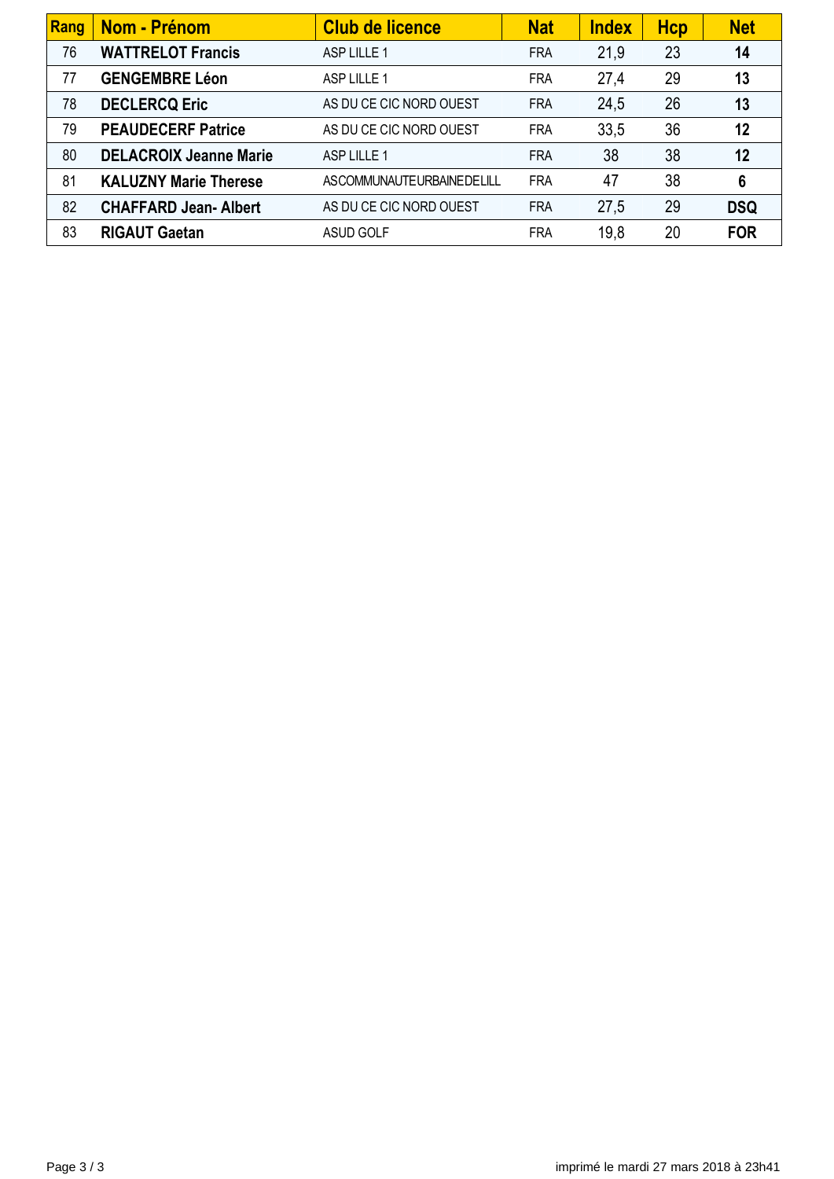| Rang | Nom - Prénom | Club de licence | Nat | Index | Hcp | Net |
|---|---|---|---|---|---|---|
| 76 | **WATTRELOT Francis** | ASP LILLE 1 | FRA | 21,9 | 23 | **14** |
| 77 | **GENGEMBRE Léon** | ASP LILLE 1 | FRA | 27,4 | 29 | **13** |
| 78 | **DECLERCQ Eric** | AS DU CE CIC NORD OUEST | FRA | 24,5 | 26 | **13** |
| 79 | **PEAUDECERF Patrice** | AS DU CE CIC NORD OUEST | FRA | 33,5 | 36 | **12** |
| 80 | **DELACROIX Jeanne Marie** | ASP LILLE 1 | FRA | 38 | 38 | **12** |
| 81 | **KALUZNY Marie Therese** | ASCOMMUNAUTEURBAINEDELILL | FRA | 47 | 38 | **6** |
| 82 | **CHAFFARD Jean- Albert** | AS DU CE CIC NORD OUEST | FRA | 27,5 | 29 | **DSQ** |
| 83 | **RIGAUT Gaetan** | ASUD GOLF | FRA | 19,8 | 20 | **FOR** |

imprimé le mardi 27 mars 2018 à 23h41